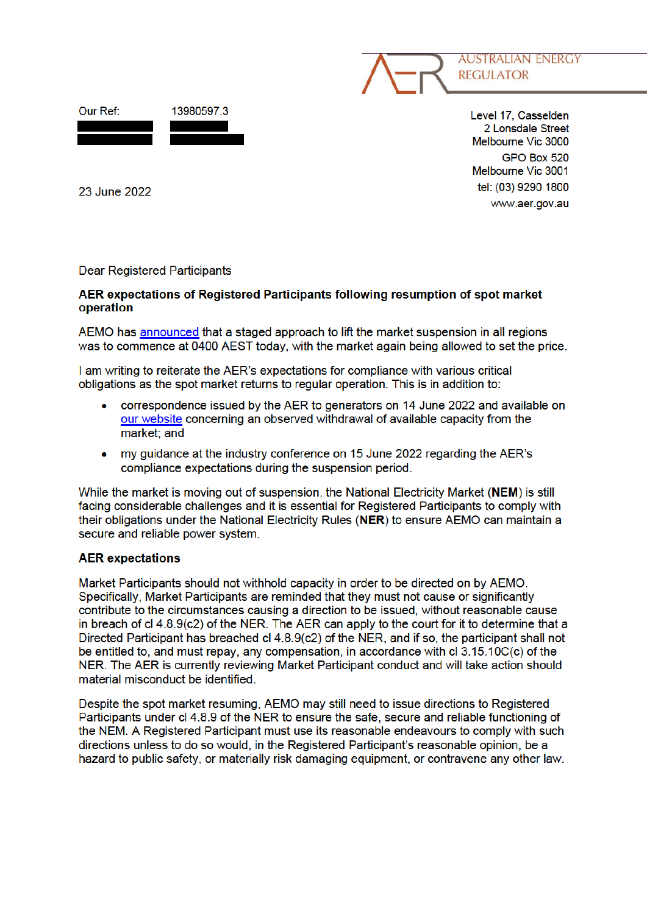AUSTRALIAN ENERGY REGULATOR

Our Ref: 13980597.3

Level 17, Casselden
2 Lonsdale Street
Melbourne Vic 3000

GPO Box 520
Melbourne Vic 3001

tel: (03) 9290 1800

www.aer.gov.au

23 June 2022

Dear Registered Participants

**AER expectations of Registered Participants following resumption of spot market operation**

AEMO has announced that a staged approach to lift the market suspension in all regions was to commence at 0400 AEST today, with the market again being allowed to set the price.

I am writing to reiterate the AER's expectations for compliance with various critical obligations as the spot market returns to regular operation. This is in addition to:

- correspondence issued by the AER to generators on 14 June 2022 and available on our website concerning an observed withdrawal of available capacity from the market; and
- my guidance at the industry conference on 15 June 2022 regarding the AER's compliance expectations during the suspension period.

While the market is moving out of suspension, the National Electricity Market (**NEM**) is still facing considerable challenges and it is essential for Registered Participants to comply with their obligations under the National Electricity Rules (**NER**) to ensure AEMO can maintain a secure and reliable power system.

**AER expectations**

Market Participants should not withhold capacity in order to be directed on by AEMO. Specifically, Market Participants are reminded that they must not cause or significantly contribute to the circumstances causing a direction to be issued, without reasonable cause in breach of cl 4.8.9(c2) of the NER. The AER can apply to the court for it to determine that a Directed Participant has breached cl 4.8.9(c2) of the NER, and if so, the participant shall not be entitled to, and must repay, any compensation, in accordance with cl 3.15.10C(c) of the NER. The AER is currently reviewing Market Participant conduct and will take action should material misconduct be identified.

Despite the spot market resuming, AEMO may still need to issue directions to Registered Participants under cl 4.8.9 of the NER to ensure the safe, secure and reliable functioning of the NEM. A Registered Participant must use its reasonable endeavours to comply with such directions unless to do so would, in the Registered Participant's reasonable opinion, be a hazard to public safety, or materially risk damaging equipment, or contravene any other law.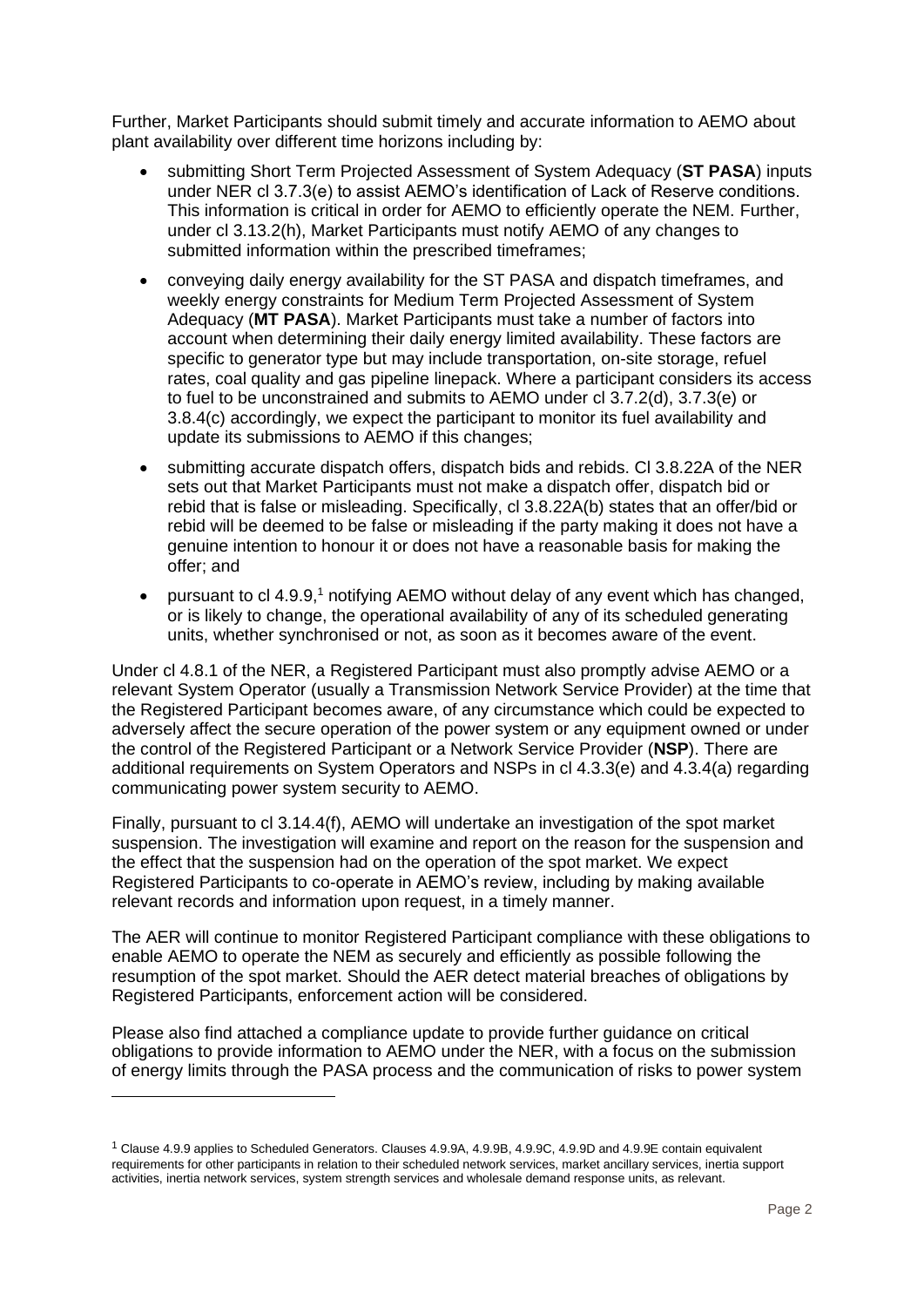Further, Market Participants should submit timely and accurate information to AEMO about plant availability over different time horizons including by:

- submitting Short Term Projected Assessment of System Adequacy (**ST PASA**) inputs under NER cl 3.7.3(e) to assist AEMO's identification of Lack of Reserve conditions. This information is critical in order for AEMO to efficiently operate the NEM. Further, under cl 3.13.2(h), Market Participants must notify AEMO of any changes to submitted information within the prescribed timeframes;
- conveying daily energy availability for the ST PASA and dispatch timeframes, and weekly energy constraints for Medium Term Projected Assessment of System Adequacy (**MT PASA**). Market Participants must take a number of factors into account when determining their daily energy limited availability. These factors are specific to generator type but may include transportation, on-site storage, refuel rates, coal quality and gas pipeline linepack. Where a participant considers its access to fuel to be unconstrained and submits to AEMO under cl 3.7.2(d), 3.7.3(e) or 3.8.4(c) accordingly, we expect the participant to monitor its fuel availability and update its submissions to AEMO if this changes;
- submitting accurate dispatch offers, dispatch bids and rebids. Cl 3.8.22A of the NER sets out that Market Participants must not make a dispatch offer, dispatch bid or rebid that is false or misleading. Specifically, cl 3.8.22A(b) states that an offer/bid or rebid will be deemed to be false or misleading if the party making it does not have a genuine intention to honour it or does not have a reasonable basis for making the offer; and
- pursuant to cl 4.9.9,[1] notifying AEMO without delay of any event which has changed, or is likely to change, the operational availability of any of its scheduled generating units, whether synchronised or not, as soon as it becomes aware of the event.

Under cl 4.8.1 of the NER, a Registered Participant must also promptly advise AEMO or a relevant System Operator (usually a Transmission Network Service Provider) at the time that the Registered Participant becomes aware, of any circumstance which could be expected to adversely affect the secure operation of the power system or any equipment owned or under the control of the Registered Participant or a Network Service Provider (**NSP**). There are additional requirements on System Operators and NSPs in cl 4.3.3(e) and 4.3.4(a) regarding communicating power system security to AEMO.

Finally, pursuant to cl 3.14.4(f), AEMO will undertake an investigation of the spot market suspension. The investigation will examine and report on the reason for the suspension and the effect that the suspension had on the operation of the spot market. We expect Registered Participants to co-operate in AEMO's review, including by making available relevant records and information upon request, in a timely manner.

The AER will continue to monitor Registered Participant compliance with these obligations to enable AEMO to operate the NEM as securely and efficiently as possible following the resumption of the spot market. Should the AER detect material breaches of obligations by Registered Participants, enforcement action will be considered.

Please also find attached a compliance update to provide further guidance on critical obligations to provide information to AEMO under the NER, with a focus on the submission of energy limits through the PASA process and the communication of risks to power system

[1] Clause 4.9.9 applies to Scheduled Generators. Clauses 4.9.9A, 4.9.9B, 4.9.9C, 4.9.9D and 4.9.9E contain equivalent requirements for other participants in relation to their scheduled network services, market ancillary services, inertia support activities, inertia network services, system strength services and wholesale demand response units, as relevant.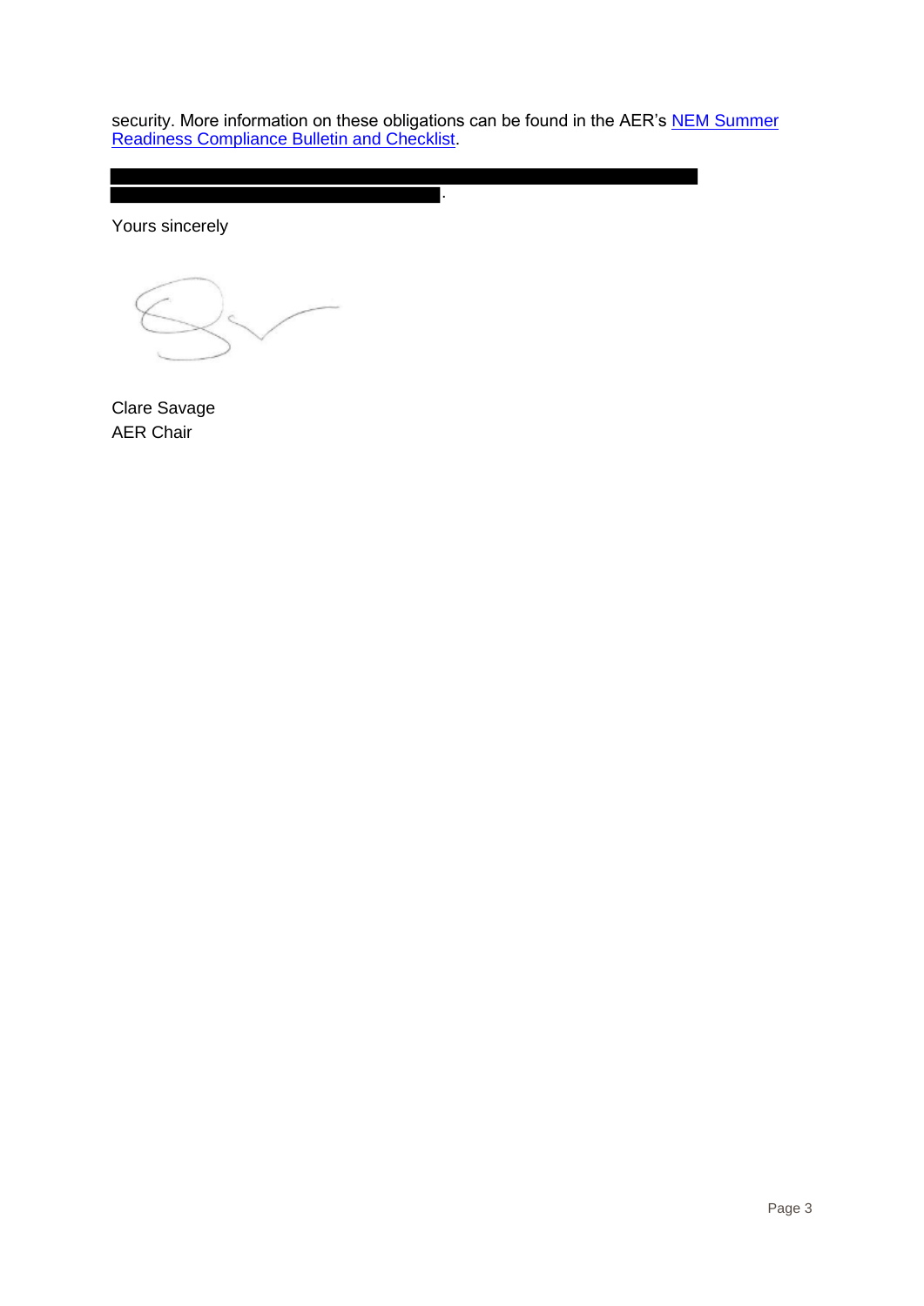security. More information on these obligations can be found in the AER's NEM Summer Readiness Compliance Bulletin and Checklist.

Yours sincerely

Clare Savage
AER Chair